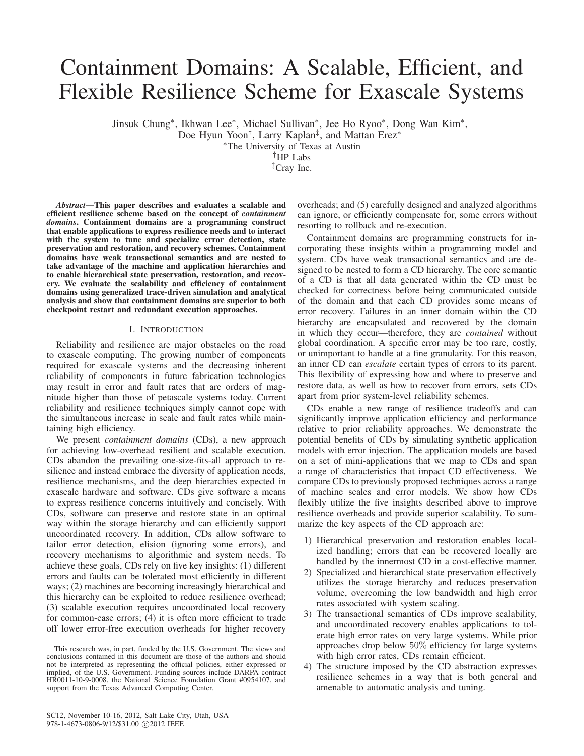# Containment Domains: A Scalable, Efficient, and Flexible Resilience Scheme for Exascale Systems

Jinsuk Chung*, Ikhwan Lee*, Michael Sullivan*, Jee Ho Ryoo*, Dong Wan Kim*, Doe Hyun Yoon[†], Larry Kaplan[‡], and Mattan Erez*

*The University of Texas at Austin

[†]HP Labs

[‡]Cray Inc.

***Abstract*—This paper describes and evaluates a scalable and efficient resilience scheme based on the concept of *containment domains*. Containment domains are a programming construct that enable applications to express resilience needs and to interact with the system to tune and specialize error detection, state preservation and restoration, and recovery schemes. Containment domains have weak transactional semantics and are nested to take advantage of the machine and application hierarchies and to enable hierarchical state preservation, restoration, and recovery. We evaluate the scalability and efficiency of containment domains using generalized trace-driven simulation and analytical analysis and show that containment domains are superior to both checkpoint restart and redundant execution approaches.**

## I. Introduction

Reliability and resilience are major obstacles on the road to exascale computing. The growing number of components required for exascale systems and the decreasing inherent reliability of components in future fabrication technologies may result in error and fault rates that are orders of magnitude higher than those of petascale systems today. Current reliability and resilience techniques simply cannot cope with the simultaneous increase in scale and fault rates while maintaining high efficiency.

We present *containment domains* (CDs), a new approach for achieving low-overhead resilient and scalable execution. CDs abandon the prevailing one-size-fits-all approach to resilience and instead embrace the diversity of application needs, resilience mechanisms, and the deep hierarchies expected in exascale hardware and software. CDs give software a means to express resilience concerns intuitively and concisely. With CDs, software can preserve and restore state in an optimal way within the storage hierarchy and can efficiently support uncoordinated recovery. In addition, CDs allow software to tailor error detection, elision (ignoring some errors), and recovery mechanisms to algorithmic and system needs. To achieve these goals, CDs rely on five key insights: (1) different errors and faults can be tolerated most efficiently in different ways; (2) machines are becoming increasingly hierarchical and this hierarchy can be exploited to reduce resilience overhead; (3) scalable execution requires uncoordinated local recovery for common-case errors; (4) it is often more efficient to trade off lower error-free execution overheads for higher recovery overheads; and (5) carefully designed and analyzed algorithms can ignore, or efficiently compensate for, some errors without resorting to rollback and re-execution.

Containment domains are programming constructs for incorporating these insights within a programming model and system. CDs have weak transactional semantics and are designed to be nested to form a CD hierarchy. The core semantic of a CD is that all data generated within the CD must be checked for correctness before being communicated outside of the domain and that each CD provides some means of error recovery. Failures in an inner domain within the CD hierarchy are encapsulated and recovered by the domain in which they occur—therefore, they are *contained* without global coordination. A specific error may be too rare, costly, or unimportant to handle at a fine granularity. For this reason, an inner CD can *escalate* certain types of errors to its parent. This flexibility of expressing how and where to preserve and restore data, as well as how to recover from errors, sets CDs apart from prior system-level reliability schemes.

CDs enable a new range of resilience tradeoffs and can significantly improve application efficiency and performance relative to prior reliability approaches. We demonstrate the potential benefits of CDs by simulating synthetic application models with error injection. The application models are based on a set of mini-applications that we map to CDs and span a range of characteristics that impact CD effectiveness. We compare CDs to previously proposed techniques across a range of machine scales and error models. We show how CDs flexibly utilize the five insights described above to improve resilience overheads and provide superior scalability. To summarize the key aspects of the CD approach are:

1) Hierarchical preservation and restoration enables localized handling; errors that can be recovered locally are handled by the innermost CD in a cost-effective manner.
2) Specialized and hierarchical state preservation effectively utilizes the storage hierarchy and reduces preservation volume, overcoming the low bandwidth and high error rates associated with system scaling.
3) The transactional semantics of CDs improve scalability, and uncoordinated recovery enables applications to tolerate high error rates on very large systems. While prior approaches drop below $50\%$ efficiency for large systems with high error rates, CDs remain efficient.
4) The structure imposed by the CD abstraction expresses resilience schemes in a way that is both general and amenable to automatic analysis and tuning.

This research was, in part, funded by the U.S. Government. The views and conclusions contained in this document are those of the authors and should not be interpreted as representing the official policies, either expressed or implied, of the U.S. Government. Funding sources include DARPA contract HR0011-10-9-0008, the National Science Foundation Grant #0954107, and support from the Texas Advanced Computing Center.

SC12, November 10-16, 2012, Salt Lake City, Utah, USA
978-1-4673-0806-9/12/$31.00 ©2012 IEEE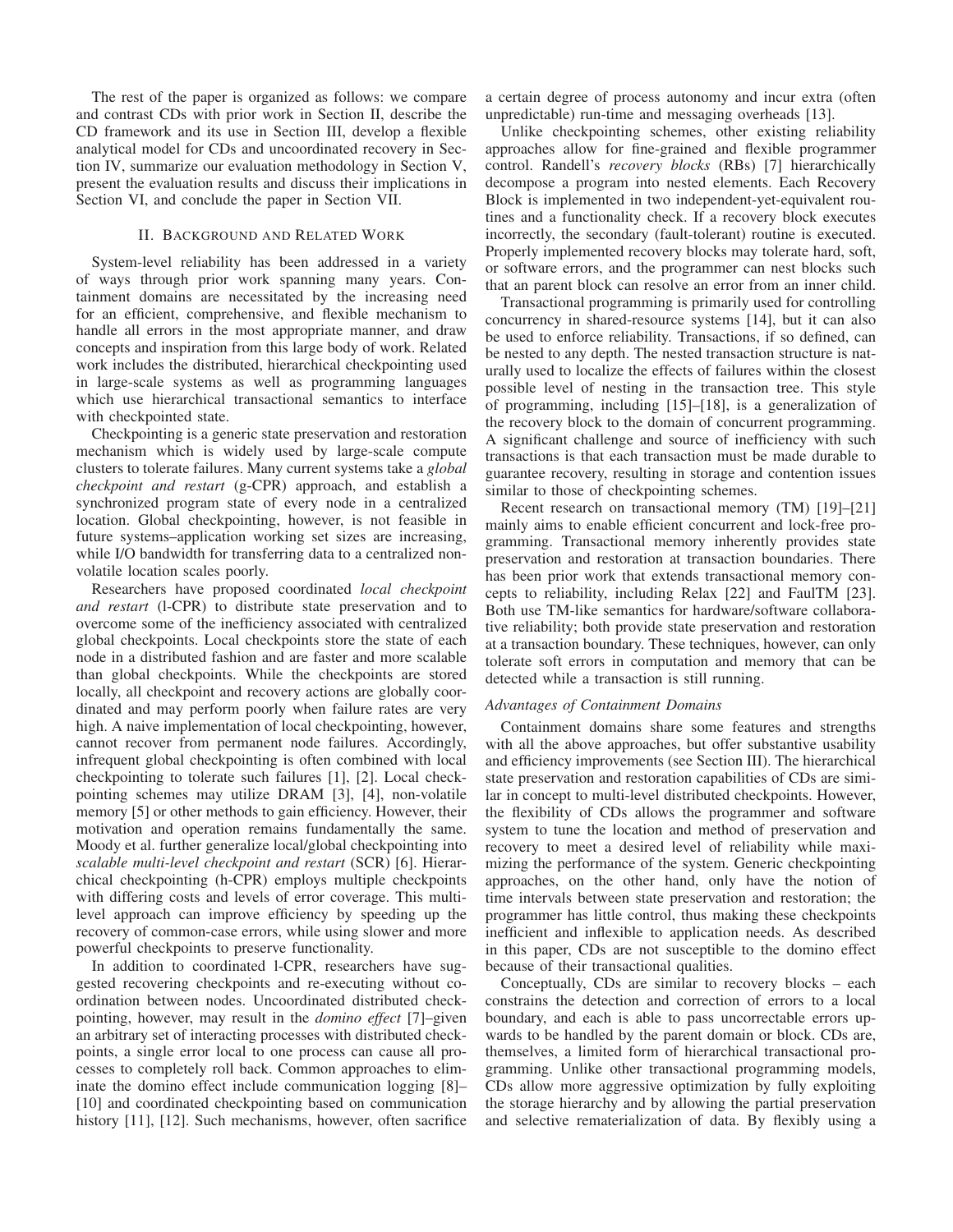The rest of the paper is organized as follows: we compare and contrast CDs with prior work in Section II, describe the CD framework and its use in Section III, develop a flexible analytical model for CDs and uncoordinated recovery in Section IV, summarize our evaluation methodology in Section V, present the evaluation results and discuss their implications in Section VI, and conclude the paper in Section VII.

## II. Background and Related Work

System-level reliability has been addressed in a variety of ways through prior work spanning many years. Containment domains are necessitated by the increasing need for an efficient, comprehensive, and flexible mechanism to handle all errors in the most appropriate manner, and draw concepts and inspiration from this large body of work. Related work includes the distributed, hierarchical checkpointing used in large-scale systems as well as programming languages which use hierarchical transactional semantics to interface with checkpointed state.

Checkpointing is a generic state preservation and restoration mechanism which is widely used by large-scale compute clusters to tolerate failures. Many current systems take a *global checkpoint and restart* (g-CPR) approach, and establish a synchronized program state of every node in a centralized location. Global checkpointing, however, is not feasible in future systems–application working set sizes are increasing, while I/O bandwidth for transferring data to a centralized non-volatile location scales poorly.

Researchers have proposed coordinated *local checkpoint and restart* (l-CPR) to distribute state preservation and to overcome some of the inefficiency associated with centralized global checkpoints. Local checkpoints store the state of each node in a distributed fashion and are faster and more scalable than global checkpoints. While the checkpoints are stored locally, all checkpoint and recovery actions are globally coordinated and may perform poorly when failure rates are very high. A naive implementation of local checkpointing, however, cannot recover from permanent node failures. Accordingly, infrequent global checkpointing is often combined with local checkpointing to tolerate such failures [1], [2]. Local checkpointing schemes may utilize DRAM [3], [4], non-volatile memory [5] or other methods to gain efficiency. However, their motivation and operation remains fundamentally the same. Moody et al. further generalize local/global checkpointing into *scalable multi-level checkpoint and restart* (SCR) [6]. Hierarchical checkpointing (h-CPR) employs multiple checkpoints with differing costs and levels of error coverage. This multi-level approach can improve efficiency by speeding up the recovery of common-case errors, while using slower and more powerful checkpoints to preserve functionality.

In addition to coordinated l-CPR, researchers have suggested recovering checkpoints and re-executing without coordination between nodes. Uncoordinated distributed checkpointing, however, may result in the *domino effect* [7]–given an arbitrary set of interacting processes with distributed checkpoints, a single error local to one process can cause all processes to completely roll back. Common approaches to eliminate the domino effect include communication logging [8]–[10] and coordinated checkpointing based on communication history [11], [12]. Such mechanisms, however, often sacrifice a certain degree of process autonomy and incur extra (often unpredictable) run-time and messaging overheads [13].

Unlike checkpointing schemes, other existing reliability approaches allow for fine-grained and flexible programmer control. Randell's *recovery blocks* (RBs) [7] hierarchically decompose a program into nested elements. Each Recovery Block is implemented in two independent-yet-equivalent routines and a functionality check. If a recovery block executes incorrectly, the secondary (fault-tolerant) routine is executed. Properly implemented recovery blocks may tolerate hard, soft, or software errors, and the programmer can nest blocks such that an parent block can resolve an error from an inner child.

Transactional programming is primarily used for controlling concurrency in shared-resource systems [14], but it can also be used to enforce reliability. Transactions, if so defined, can be nested to any depth. The nested transaction structure is naturally used to localize the effects of failures within the closest possible level of nesting in the transaction tree. This style of programming, including [15]–[18], is a generalization of the recovery block to the domain of concurrent programming. A significant challenge and source of inefficiency with such transactions is that each transaction must be made durable to guarantee recovery, resulting in storage and contention issues similar to those of checkpointing schemes.

Recent research on transactional memory (TM) [19]–[21] mainly aims to enable efficient concurrent and lock-free programming. Transactional memory inherently provides state preservation and restoration at transaction boundaries. There has been prior work that extends transactional memory concepts to reliability, including Relax [22] and FaulTM [23]. Both use TM-like semantics for hardware/software collaborative reliability; both provide state preservation and restoration at a transaction boundary. These techniques, however, can only tolerate soft errors in computation and memory that can be detected while a transaction is still running.

### *Advantages of Containment Domains*

Containment domains share some features and strengths with all the above approaches, but offer substantive usability and efficiency improvements (see Section III). The hierarchical state preservation and restoration capabilities of CDs are similar in concept to multi-level distributed checkpoints. However, the flexibility of CDs allows the programmer and software system to tune the location and method of preservation and recovery to meet a desired level of reliability while maximizing the performance of the system. Generic checkpointing approaches, on the other hand, only have the notion of time intervals between state preservation and restoration; the programmer has little control, thus making these checkpoints inefficient and inflexible to application needs. As described in this paper, CDs are not susceptible to the domino effect because of their transactional qualities.

Conceptually, CDs are similar to recovery blocks – each constrains the detection and correction of errors to a local boundary, and each is able to pass uncorrectable errors upwards to be handled by the parent domain or block. CDs are, themselves, a limited form of hierarchical transactional programming. Unlike other transactional programming models, CDs allow more aggressive optimization by fully exploiting the storage hierarchy and by allowing the partial preservation and selective rematerialization of data. By flexibly using a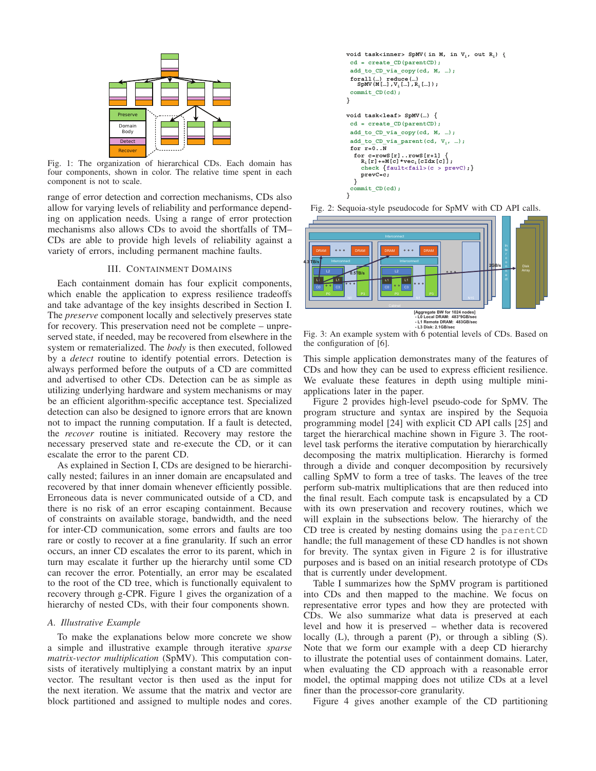Preserve

Domain Body

Detect

Recover

Fig. 1: The organization of hierarchical CDs. Each domain has four components, shown in color. The relative time spent in each component is not to scale.

range of error detection and correction mechanisms, CDs also allow for varying levels of reliability and performance depending on application needs. Using a range of error protection mechanisms also allows CDs to avoid the shortfalls of TM–CDs are able to provide high levels of reliability against a variety of errors, including permanent machine faults.

## III. Containment Domains

Each containment domain has four explicit components, which enable the application to express resilience tradeoffs and take advantage of the key insights described in Section I. The *preserve* component locally and selectively preserves state for recovery. This preservation need not be complete – unpreserved state, if needed, may be recovered from elsewhere in the system or rematerialized. The *body* is then executed, followed by a *detect* routine to identify potential errors. Detection is always performed before the outputs of a CD are committed and advertised to other CDs. Detection can be as simple as utilizing underlying hardware and system mechanisms or may be an efficient algorithm-specific acceptance test. Specialized detection can also be designed to ignore errors that are known not to impact the running computation. If a fault is detected, the *recover* routine is initiated. Recovery may restore the necessary preserved state and re-execute the CD, or it can escalate the error to the parent CD.

As explained in Section I, CDs are designed to be hierarchically nested; failures in an inner domain are encapsulated and recovered by that inner domain whenever efficiently possible. Erroneous data is never communicated outside of a CD, and there is no risk of an error escaping containment. Because of constraints on available storage, bandwidth, and the need for inter-CD communication, some errors and faults are too rare or costly to recover at a fine granularity. If such an error occurs, an inner CD escalates the error to its parent, which in turn may escalate it further up the hierarchy until some CD can recover the error. Potentially, an error may be escalated to the root of the CD tree, which is functionally equivalent to recovery through g-CPR. Figure 1 gives the organization of a hierarchy of nested CDs, with their four components shown.

### A. Illustrative Example

To make the explanations below more concrete we show a simple and illustrative example through iterative *sparse matrix-vector multiplication* (SpMV). This computation consists of iteratively multiplying a constant matrix by an input vector. The resultant vector is then used as the input for the next iteration. We assume that the matrix and vector are block partitioned and assigned to multiple nodes and cores.

```
void task<inner> SpMV( in M, in V_i, out R_i) {
  cd = create_CD(parentCD);
  add_to_CD_via_copy(cd, M, …);
  forall(…) reduce(…)
    SpMV(M[…],V_i[…],R_i[…]);
  commit_CD(cd);
}

void task<leaf> SpMV(…) {
  cd = create_CD(parentCD);
  add_to_CD_via_copy(cd, M, …);
  add_to_CD_via_parent(cd, V_i, …);
  for r=0..N
   for c=rowS[r]..rowS[r+1] {
     R_i[r]+=M[c]*vec_i[cIdx[c]];
     check {fault<fail>(c > prevC);}
     prevC=c;
   }
  commit_CD(cd);
}
```

Fig. 2: Sequoia-style pseudocode for SpMV with CD API calls.

Interconnect

DRAM DRAM DRAM DRAM

4.3 TB/s

Interconnect Interconnect

0.5TB/s

L2 L2

L1 L1 L1 L1

C0 C3 C0 C3

P0 P3 P0 P3

N0 N1 N15

2GB/s

Interconnect

Disk Array

Cabinet

[Aggregate BW for 1024 nodes]
- L0 Local DRAM: 483*9GB/sec
- L1 Remote DRAM: 483GB/sec
- L3 Disk: 2.1GB/sec

Fig. 3: An example system with 6 potential levels of CDs. Based on the configuration of [6].

This simple application demonstrates many of the features of CDs and how they can be used to express efficient resilience. We evaluate these features in depth using multiple mini-applications later in the paper.

Figure 2 provides high-level pseudo-code for SpMV. The program structure and syntax are inspired by the Sequoia programming model [24] with explicit CD API calls [25] and target the hierarchical machine shown in Figure 3. The root-level task performs the iterative computation by hierarchically decomposing the matrix multiplication. Hierarchy is formed through a divide and conquer decomposition by recursively calling SpMV to form a tree of tasks. The leaves of the tree perform sub-matrix multiplications that are then reduced into the final result. Each compute task is encapsulated by a CD with its own preservation and recovery routines, which we will explain in the subsections below. The hierarchy of the CD tree is created by nesting domains using the parentCD handle; the full management of these CD handles is not shown for brevity. The syntax given in Figure 2 is for illustrative purposes and is based on an initial research prototype of CDs that is currently under development.

Table I summarizes how the SpMV program is partitioned into CDs and then mapped to the machine. We focus on representative error types and how they are protected with CDs. We also summarize what data is preserved at each level and how it is preserved – whether data is recovered locally (L), through a parent (P), or through a sibling (S). Note that we form our example with a deep CD hierarchy to illustrate the potential uses of containment domains. Later, when evaluating the CD approach with a reasonable error model, the optimal mapping does not utilize CDs at a level finer than the processor-core granularity.

Figure 4 gives another example of the CD partitioning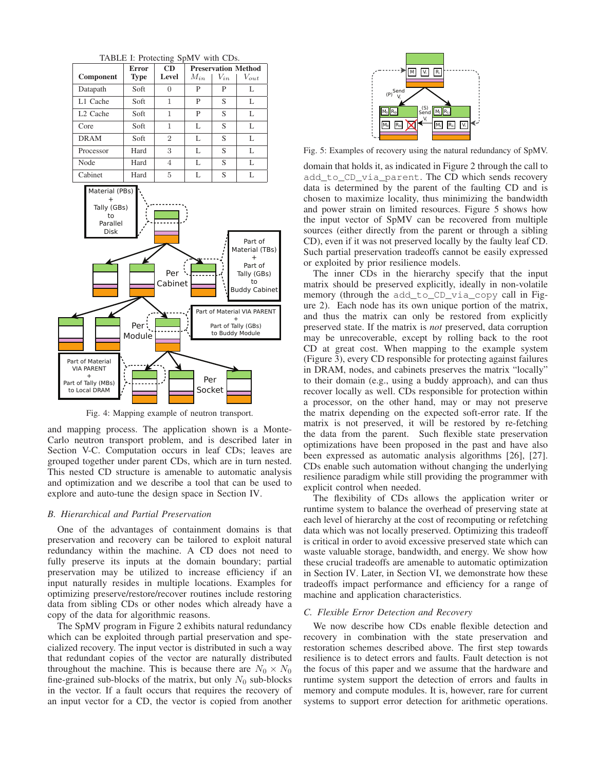TABLE I: Protecting SpMV with CDs.

| Component | Error Type | CD Level | Preservation Method $M_{in}$ | $V_{in}$ | $V_{out}$ |
|---|---|---|---|---|---|
| Datapath | Soft | 0 | P | P | L |
| L1 Cache | Soft | 1 | P | S | L |
| L2 Cache | Soft | 1 | P | S | L |
| Core | Soft | 1 | L | S | L |
| DRAM | Soft | 2 | L | S | L |
| Processor | Hard | 3 | L | S | L |
| Node | Hard | 4 | L | S | L |
| Cabinet | Hard | 5 | L | S | L |

Fig. 4: Mapping example of neutron transport.

and mapping process. The application shown is a Monte-Carlo neutron transport problem, and is described later in Section V-C. Computation occurs in leaf CDs; leaves are grouped together under parent CDs, which are in turn nested. This nested CD structure is amenable to automatic analysis and optimization and we describe a tool that can be used to explore and auto-tune the design space in Section IV.

### B. Hierarchical and Partial Preservation

One of the advantages of containment domains is that preservation and recovery can be tailored to exploit natural redundancy within the machine. A CD does not need to fully preserve its inputs at the domain boundary; partial preservation may be utilized to increase efficiency if an input naturally resides in multiple locations. Examples for optimizing preserve/restore/recover routines include restoring data from sibling CDs or other nodes which already have a copy of the data for algorithmic reasons.

The SpMV program in Figure 2 exhibits natural redundancy which can be exploited through partial preservation and specialized recovery. The input vector is distributed in such a way that redundant copies of the vector are naturally distributed throughout the machine. This is because there are $N_0 \times N_0$ fine-grained sub-blocks of the matrix, but only $N_0$ sub-blocks in the vector. If a fault occurs that requires the recovery of an input vector for a CD, the vector is copied from another

Fig. 5: Examples of recovery using the natural redundancy of SpMV.

domain that holds it, as indicated in Figure 2 through the call to `add_to_CD_via_parent`. The CD which sends recovery data is determined by the parent of the faulting CD and is chosen to maximize locality, thus minimizing the bandwidth and power strain on limited resources. Figure 5 shows how the input vector of SpMV can be recovered from multiple sources (either directly from the parent or through a sibling CD), even if it was not preserved locally by the faulty leaf CD. Such partial preservation tradeoffs cannot be easily expressed or exploited by prior resilience models.

The inner CDs in the hierarchy specify that the input matrix should be preserved explicitly, ideally in non-volatile memory (through the `add_to_CD_via_copy` call in Figure 2). Each node has its own unique portion of the matrix, and thus the matrix can only be restored from explicitly preserved state. If the matrix is *not* preserved, data corruption may be unrecoverable, except by rolling back to the root CD at great cost. When mapping to the example system (Figure 3), every CD responsible for protecting against failures in DRAM, nodes, and cabinets preserves the matrix "locally" to their domain (e.g., using a buddy approach), and can thus recover locally as well. CDs responsible for protection within a processor, on the other hand, may or may not preserve the matrix depending on the expected soft-error rate. If the matrix is not preserved, it will be restored by re-fetching the data from the parent. Such flexible state preservation optimizations have been proposed in the past and have also been expressed as automatic analysis algorithms [26], [27]. CDs enable such automation without changing the underlying resilience paradigm while still providing the programmer with explicit control when needed.

The flexibility of CDs allows the application writer or runtime system to balance the overhead of preserving state at each level of hierarchy at the cost of recomputing or refetching data which was not locally preserved. Optimizing this tradeoff is critical in order to avoid excessive preserved state which can waste valuable storage, bandwidth, and energy. We show how these crucial tradeoffs are amenable to automatic optimization in Section IV. Later, in Section VI, we demonstrate how these tradeoffs impact performance and efficiency for a range of machine and application characteristics.

### C. Flexible Error Detection and Recovery

We now describe how CDs enable flexible detection and recovery in combination with the state preservation and restoration schemes described above. The first step towards resilience is to detect errors and faults. Fault detection is not the focus of this paper and we assume that the hardware and runtime system support the detection of errors and faults in memory and compute modules. It is, however, rare for current systems to support error detection for arithmetic operations.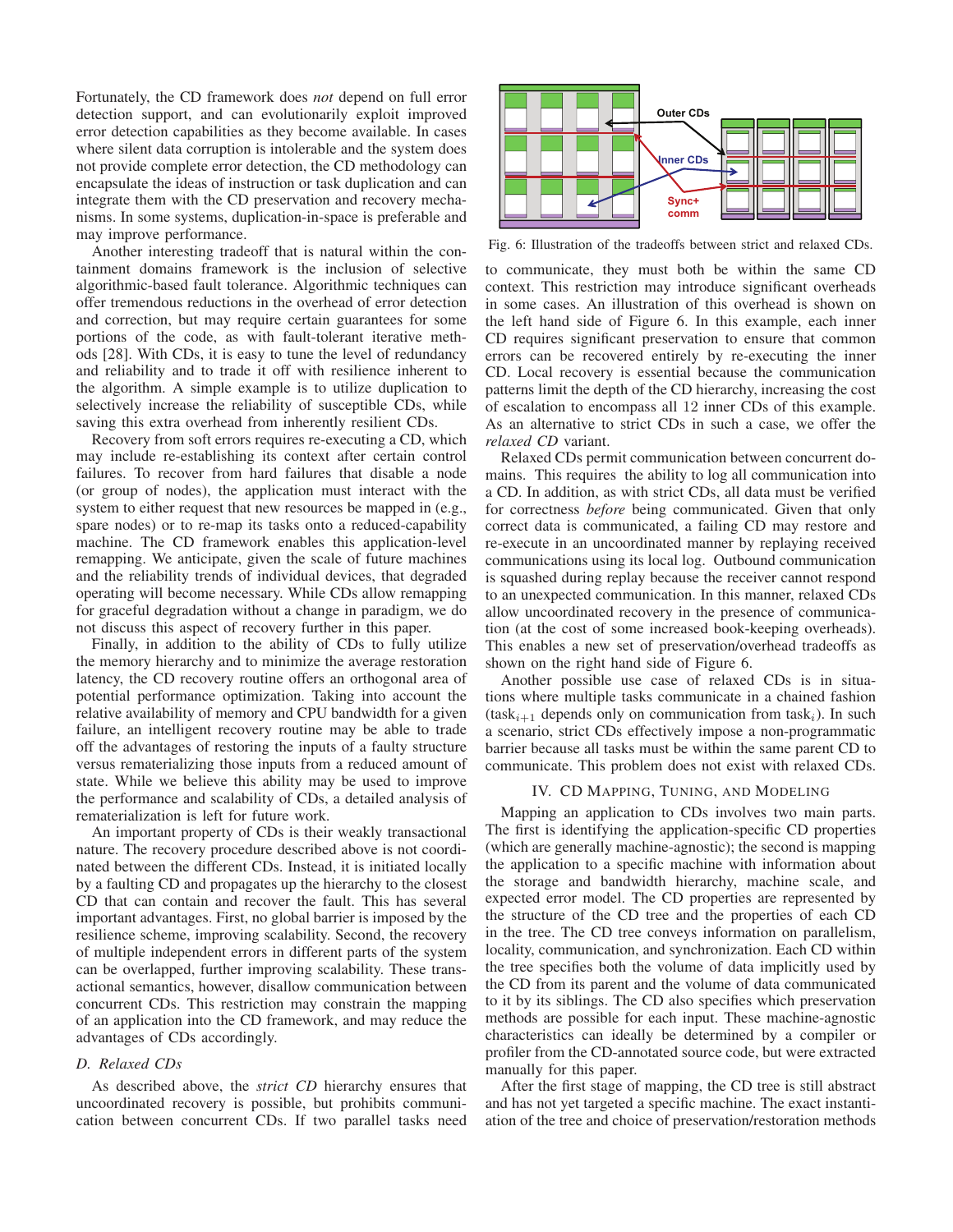Fortunately, the CD framework does *not* depend on full error detection support, and can evolutionarily exploit improved error detection capabilities as they become available. In cases where silent data corruption is intolerable and the system does not provide complete error detection, the CD methodology can encapsulate the ideas of instruction or task duplication and can integrate them with the CD preservation and recovery mechanisms. In some systems, duplication-in-space is preferable and may improve performance.

Another interesting tradeoff that is natural within the containment domains framework is the inclusion of selective algorithmic-based fault tolerance. Algorithmic techniques can offer tremendous reductions in the overhead of error detection and correction, but may require certain guarantees for some portions of the code, as with fault-tolerant iterative methods [28]. With CDs, it is easy to tune the level of redundancy and reliability and to trade it off with resilience inherent to the algorithm. A simple example is to utilize duplication to selectively increase the reliability of susceptible CDs, while saving this extra overhead from inherently resilient CDs.

Recovery from soft errors requires re-executing a CD, which may include re-establishing its context after certain control failures. To recover from hard failures that disable a node (or group of nodes), the application must interact with the system to either request that new resources be mapped in (e.g., spare nodes) or to re-map its tasks onto a reduced-capability machine. The CD framework enables this application-level remapping. We anticipate, given the scale of future machines and the reliability trends of individual devices, that degraded operating will become necessary. While CDs allow remapping for graceful degradation without a change in paradigm, we do not discuss this aspect of recovery further in this paper.

Finally, in addition to the ability of CDs to fully utilize the memory hierarchy and to minimize the average restoration latency, the CD recovery routine offers an orthogonal area of potential performance optimization. Taking into account the relative availability of memory and CPU bandwidth for a given failure, an intelligent recovery routine may be able to trade off the advantages of restoring the inputs of a faulty structure versus rematerializing those inputs from a reduced amount of state. While we believe this ability may be used to improve the performance and scalability of CDs, a detailed analysis of rematerialization is left for future work.

An important property of CDs is their weakly transactional nature. The recovery procedure described above is not coordinated between the different CDs. Instead, it is initiated locally by a faulting CD and propagates up the hierarchy to the closest CD that can contain and recover the fault. This has several important advantages. First, no global barrier is imposed by the resilience scheme, improving scalability. Second, the recovery of multiple independent errors in different parts of the system can be overlapped, further improving scalability. These transactional semantics, however, disallow communication between concurrent CDs. This restriction may constrain the mapping of an application into the CD framework, and may reduce the advantages of CDs accordingly.

### *D. Relaxed CDs*

As described above, the *strict CD* hierarchy ensures that uncoordinated recovery is possible, but prohibits communication between concurrent CDs. If two parallel tasks need to communicate, they must both be within the same CD context. This restriction may introduce significant overheads in some cases. An illustration of this overhead is shown on the left hand side of Figure 6. In this example, each inner CD requires significant preservation to ensure that common errors can be recovered entirely by re-executing the inner CD. Local recovery is essential because the communication patterns limit the depth of the CD hierarchy, increasing the cost of escalation to encompass all 12 inner CDs of this example. As an alternative to strict CDs in such a case, we offer the *relaxed CD* variant.

Outer CDs
Inner CDs
Sync+ comm

Fig. 6: Illustration of the tradeoffs between strict and relaxed CDs.

Relaxed CDs permit communication between concurrent domains. This requires the ability to log all communication into a CD. In addition, as with strict CDs, all data must be verified for correctness *before* being communicated. Given that only correct data is communicated, a failing CD may restore and re-execute in an uncoordinated manner by replaying received communications using its local log. Outbound communication is squashed during replay because the receiver cannot respond to an unexpected communication. In this manner, relaxed CDs allow uncoordinated recovery in the presence of communication (at the cost of some increased book-keeping overheads). This enables a new set of preservation/overhead tradeoffs as shown on the right hand side of Figure 6.

Another possible use case of relaxed CDs is in situations where multiple tasks communicate in a chained fashion (task$_{i+1}$ depends only on communication from task$_i$). In such a scenario, strict CDs effectively impose a non-programmatic barrier because all tasks must be within the same parent CD to communicate. This problem does not exist with relaxed CDs.

## IV. CD Mapping, Tuning, and Modeling

Mapping an application to CDs involves two main parts. The first is identifying the application-specific CD properties (which are generally machine-agnostic); the second is mapping the application to a specific machine with information about the storage and bandwidth hierarchy, machine scale, and expected error model. The CD properties are represented by the structure of the CD tree and the properties of each CD in the tree. The CD tree conveys information on parallelism, locality, communication, and synchronization. Each CD within the tree specifies both the volume of data implicitly used by the CD from its parent and the volume of data communicated to it by its siblings. The CD also specifies which preservation methods are possible for each input. These machine-agnostic characteristics can ideally be determined by a compiler or profiler from the CD-annotated source code, but were extracted manually for this paper.

After the first stage of mapping, the CD tree is still abstract and has not yet targeted a specific machine. The exact instantiation of the tree and choice of preservation/restoration methods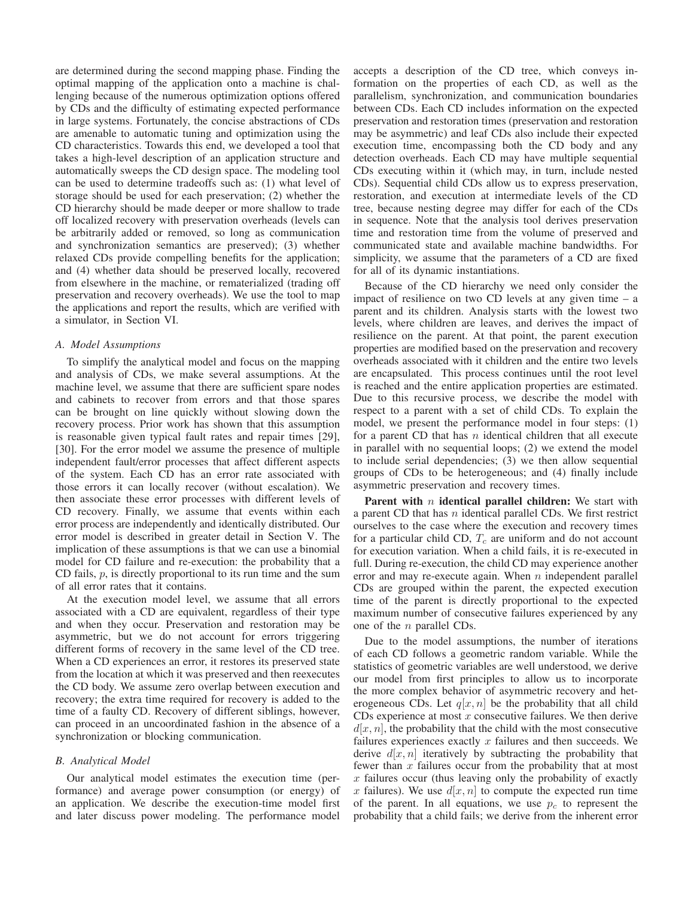are determined during the second mapping phase. Finding the optimal mapping of the application onto a machine is challenging because of the numerous optimization options offered by CDs and the difficulty of estimating expected performance in large systems. Fortunately, the concise abstractions of CDs are amenable to automatic tuning and optimization using the CD characteristics. Towards this end, we developed a tool that takes a high-level description of an application structure and automatically sweeps the CD design space. The modeling tool can be used to determine tradeoffs such as: (1) what level of storage should be used for each preservation; (2) whether the CD hierarchy should be made deeper or more shallow to trade off localized recovery with preservation overheads (levels can be arbitrarily added or removed, so long as communication and synchronization semantics are preserved); (3) whether relaxed CDs provide compelling benefits for the application; and (4) whether data should be preserved locally, recovered from elsewhere in the machine, or rematerialized (trading off preservation and recovery overheads). We use the tool to map the applications and report the results, which are verified with a simulator, in Section VI.

### *A. Model Assumptions*

To simplify the analytical model and focus on the mapping and analysis of CDs, we make several assumptions. At the machine level, we assume that there are sufficient spare nodes and cabinets to recover from errors and that those spares can be brought on line quickly without slowing down the recovery process. Prior work has shown that this assumption is reasonable given typical fault rates and repair times [29], [30]. For the error model we assume the presence of multiple independent fault/error processes that affect different aspects of the system. Each CD has an error rate associated with those errors it can locally recover (without escalation). We then associate these error processes with different levels of CD recovery. Finally, we assume that events within each error process are independently and identically distributed. Our error model is described in greater detail in Section V. The implication of these assumptions is that we can use a binomial model for CD failure and re-execution: the probability that a CD fails, $p$, is directly proportional to its run time and the sum of all error rates that it contains.

At the execution model level, we assume that all errors associated with a CD are equivalent, regardless of their type and when they occur. Preservation and restoration may be asymmetric, but we do not account for errors triggering different forms of recovery in the same level of the CD tree. When a CD experiences an error, it restores its preserved state from the location at which it was preserved and then reexecutes the CD body. We assume zero overlap between execution and recovery; the extra time required for recovery is added to the time of a faulty CD. Recovery of different siblings, however, can proceed in an uncoordinated fashion in the absence of a synchronization or blocking communication.

### *B. Analytical Model*

Our analytical model estimates the execution time (performance) and average power consumption (or energy) of an application. We describe the execution-time model first and later discuss power modeling. The performance model accepts a description of the CD tree, which conveys information on the properties of each CD, as well as the parallelism, synchronization, and communication boundaries between CDs. Each CD includes information on the expected preservation and restoration times (preservation and restoration may be asymmetric) and leaf CDs also include their expected execution time, encompassing both the CD body and any detection overheads. Each CD may have multiple sequential CDs executing within it (which may, in turn, include nested CDs). Sequential child CDs allow us to express preservation, restoration, and execution at intermediate levels of the CD tree, because nesting degree may differ for each of the CDs in sequence. Note that the analysis tool derives preservation time and restoration time from the volume of preserved and communicated state and available machine bandwidths. For simplicity, we assume that the parameters of a CD are fixed for all of its dynamic instantiations.

Because of the CD hierarchy we need only consider the impact of resilience on two CD levels at any given time – a parent and its children. Analysis starts with the lowest two levels, where children are leaves, and derives the impact of resilience on the parent. At that point, the parent execution properties are modified based on the preservation and recovery overheads associated with it children and the entire two levels are encapsulated. This process continues until the root level is reached and the entire application properties are estimated. Due to this recursive process, we describe the model with respect to a parent with a set of child CDs. To explain the model, we present the performance model in four steps: (1) for a parent CD that has $n$ identical children that all execute in parallel with no sequential loops; (2) we extend the model to include serial dependencies; (3) we then allow sequential groups of CDs to be heterogeneous; and (4) finally include asymmetric preservation and recovery times.

**Parent with $n$ identical parallel children:** We start with a parent CD that has $n$ identical parallel CDs. We first restrict ourselves to the case where the execution and recovery times for a particular child CD, $T_c$ are uniform and do not account for execution variation. When a child fails, it is re-executed in full. During re-execution, the child CD may experience another error and may re-execute again. When $n$ independent parallel CDs are grouped within the parent, the expected execution time of the parent is directly proportional to the expected maximum number of consecutive failures experienced by any one of the $n$ parallel CDs.

Due to the model assumptions, the number of iterations of each CD follows a geometric random variable. While the statistics of geometric variables are well understood, we derive our model from first principles to allow us to incorporate the more complex behavior of asymmetric recovery and heterogeneous CDs. Let $q[x, n]$ be the probability that all child CDs experience at most $x$ consecutive failures. We then derive $d[x, n]$, the probability that the child with the most consecutive failures experiences exactly $x$ failures and then succeeds. We derive $d[x, n]$ iteratively by subtracting the probability that fewer than $x$ failures occur from the probability that at most $x$ failures occur (thus leaving only the probability of exactly $x$ failures). We use $d[x, n]$ to compute the expected run time of the parent. In all equations, we use $p_c$ to represent the probability that a child fails; we derive from the inherent error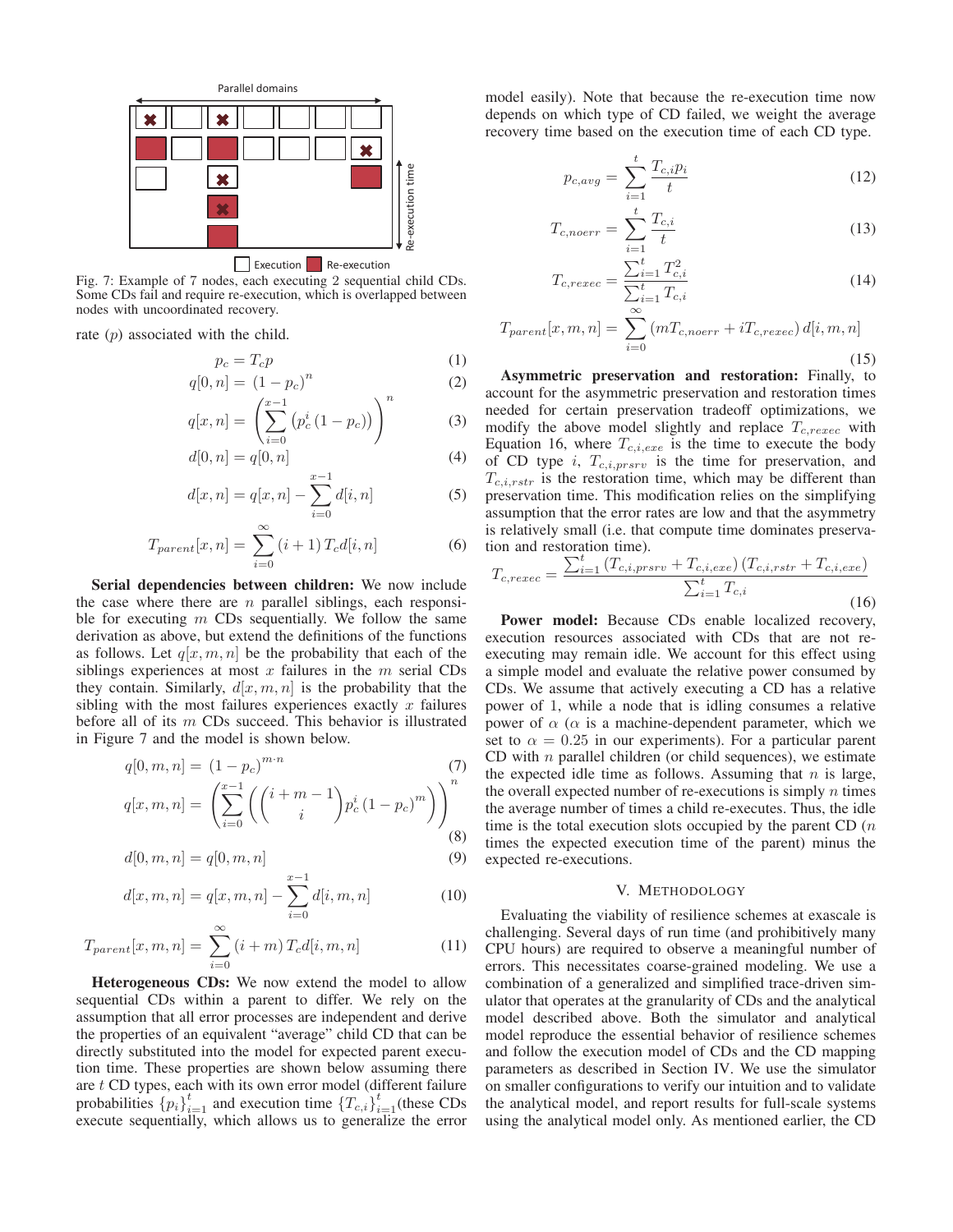Fig. 7: Example of 7 nodes, each executing 2 sequential child CDs. Some CDs fail and require re-execution, which is overlapped between nodes with uncoordinated recovery.

rate ($p$) associated with the child.

$$p_c = T_c p \tag{1}$$

$$q[0, n] = (1 - p_c)^n \tag{2}$$

$$q[x, n] = \left( \sum_{i=0}^{x-1} \left( p_c^i (1 - p_c) \right) \right)^n \tag{3}$$

$$d[0, n] = q[0, n] \tag{4}$$

$$d[x, n] = q[x, n] - \sum_{i=0}^{x-1} d[i, n] \tag{5}$$

$$T_{parent}[x, n] = \sum_{i=0}^{\infty} (i + 1) T_c d[i, n] \tag{6}$$

**Serial dependencies between children:** We now include the case where there are $n$ parallel siblings, each responsible for executing $m$ CDs sequentially. We follow the same derivation as above, but extend the definitions of the functions as follows. Let $q[x, m, n]$ be the probability that each of the siblings experiences at most $x$ failures in the $m$ serial CDs they contain. Similarly, $d[x, m, n]$ is the probability that the sibling with the most failures experiences exactly $x$ failures before all of its $m$ CDs succeed. This behavior is illustrated in Figure 7 and the model is shown below.

$$q[0, m, n] = (1 - p_c)^{m \cdot n} \tag{7}$$

$$q[x, m, n] = \left( \sum_{i=0}^{x-1} \left( \binom{i + m - 1}{i} p_c^i (1 - p_c)^m \right) \right)^n \tag{8}$$

$$d[0, m, n] = q[0, m, n] \tag{9}$$

$$d[x, m, n] = q[x, m, n] - \sum_{i=0}^{x-1} d[i, m, n] \tag{10}$$

$$T_{parent}[x, m, n] = \sum_{i=0}^{\infty} (i + m) T_c d[i, m, n] \tag{11}$$

**Heterogeneous CDs:** We now extend the model to allow sequential CDs within a parent to differ. We rely on the assumption that all error processes are independent and derive the properties of an equivalent "average" child CD that can be directly substituted into the model for expected parent execution time. These properties are shown below assuming there are $t$ CD types, each with its own error model (different failure probabilities $\{p_i\}_{i=1}^t$ and execution time $\{T_{c,i}\}_{i=1}^t$(these CDs execute sequentially, which allows us to generalize the error model easily). Note that because the re-execution time now depends on which type of CD failed, we weight the average recovery time based on the execution time of each CD type.

$$p_{c,avg} = \sum_{i=1}^{t} \frac{T_{c,i} p_i}{t} \tag{12}$$

$$T_{c,noerr} = \sum_{i=1}^{t} \frac{T_{c,i}}{t} \tag{13}$$

$$T_{c,rexec} = \frac{\sum_{i=1}^{t} T_{c,i}^2}{\sum_{i=1}^{t} T_{c,i}} \tag{14}$$

$$T_{parent}[x, m, n] = \sum_{i=0}^{\infty} (m T_{c,noerr} + i T_{c,rexec}) \, d[i, m, n] \tag{15}$$

**Asymmetric preservation and restoration:** Finally, to account for the asymmetric preservation and restoration times needed for certain preservation tradeoff optimizations, we modify the above model slightly and replace $T_{c,rexec}$ with Equation 16, where $T_{c,i,exe}$ is the time to execute the body of CD type $i$, $T_{c,i,prsrv}$ is the time for preservation, and $T_{c,i,rstr}$ is the restoration time, which may be different than preservation time. This modification relies on the simplifying assumption that the error rates are low and that the asymmetry is relatively small (i.e. that compute time dominates preservation and restoration time).

$$T_{c,rexec} = \frac{\sum_{i=1}^{t} (T_{c,i,prsrv} + T_{c,i,exe})(T_{c,i,rstr} + T_{c,i,exe})}{\sum_{i=1}^{t} T_{c,i}} \tag{16}$$

**Power model:** Because CDs enable localized recovery, execution resources associated with CDs that are not re-executing may remain idle. We account for this effect using a simple model and evaluate the relative power consumed by CDs. We assume that actively executing a CD has a relative power of 1, while a node that is idling consumes a relative power of $\alpha$ ($\alpha$ is a machine-dependent parameter, which we set to $\alpha = 0.25$ in our experiments). For a particular parent CD with $n$ parallel children (or child sequences), we estimate the expected idle time as follows. Assuming that $n$ is large, the overall expected number of re-executions is simply $n$ times the average number of times a child re-executes. Thus, the idle time is the total execution slots occupied by the parent CD ($n$ times the expected execution time of the parent) minus the expected re-executions.

## V. Methodology

Evaluating the viability of resilience schemes at exascale is challenging. Several days of run time (and prohibitively many CPU hours) are required to observe a meaningful number of errors. This necessitates coarse-grained modeling. We use a combination of a generalized and simplified trace-driven simulator that operates at the granularity of CDs and the analytical model described above. Both the simulator and analytical model reproduce the essential behavior of resilience schemes and follow the execution model of CDs and the CD mapping parameters as described in Section IV. We use the simulator on smaller configurations to verify our intuition and to validate the analytical model, and report results for full-scale systems using the analytical model only. As mentioned earlier, the CD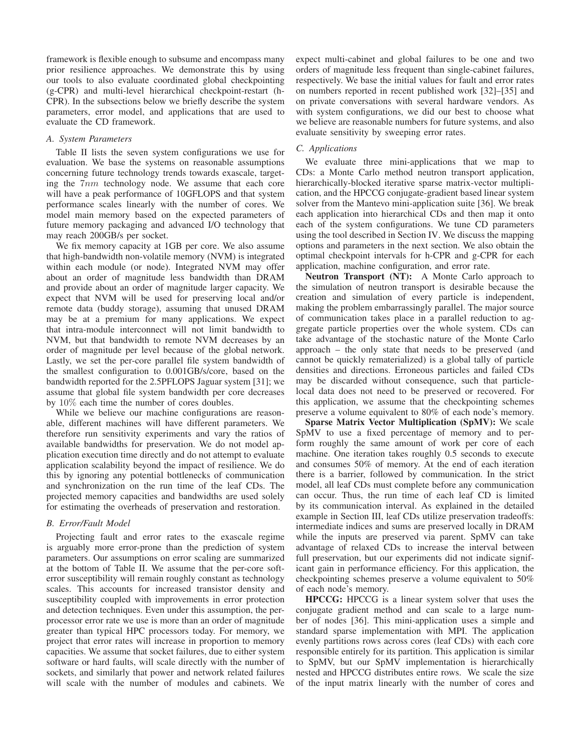framework is flexible enough to subsume and encompass many prior resilience approaches. We demonstrate this by using our tools to also evaluate coordinated global checkpointing (g-CPR) and multi-level hierarchical checkpoint-restart (h-CPR). In the subsections below we briefly describe the system parameters, error model, and applications that are used to evaluate the CD framework.

### A. System Parameters

Table II lists the seven system configurations we use for evaluation. We base the systems on reasonable assumptions concerning future technology trends towards exascale, targeting the $7nm$ technology node. We assume that each core will have a peak performance of 10GFLOPS and that system performance scales linearly with the number of cores. We model main memory based on the expected parameters of future memory packaging and advanced I/O technology that may reach 200GB/s per socket.

We fix memory capacity at 1GB per core. We also assume that high-bandwidth non-volatile memory (NVM) is integrated within each module (or node). Integrated NVM may offer about an order of magnitude less bandwidth than DRAM and provide about an order of magnitude larger capacity. We expect that NVM will be used for preserving local and/or remote data (buddy storage), assuming that unused DRAM may be at a premium for many applications. We expect that intra-module interconnect will not limit bandwidth to NVM, but that bandwidth to remote NVM decreases by an order of magnitude per level because of the global network. Lastly, we set the per-core parallel file system bandwidth of the smallest configuration to 0.001GB/s/core, based on the bandwidth reported for the 2.5PFLOPS Jaguar system [31]; we assume that global file system bandwidth per core decreases by $10\%$ each time the number of cores doubles.

While we believe our machine configurations are reasonable, different machines will have different parameters. We therefore run sensitivity experiments and vary the ratios of available bandwidths for preservation. We do not model application execution time directly and do not attempt to evaluate application scalability beyond the impact of resilience. We do this by ignoring any potential bottlenecks of communication and synchronization on the run time of the leaf CDs. The projected memory capacities and bandwidths are used solely for estimating the overheads of preservation and restoration.

### B. Error/Fault Model

Projecting fault and error rates to the exascale regime is arguably more error-prone than the prediction of system parameters. Our assumptions on error scaling are summarized at the bottom of Table II. We assume that the per-core soft-error susceptibility will remain roughly constant as technology scales. This accounts for increased transistor density and susceptibility coupled with improvements in error protection and detection techniques. Even under this assumption, the per-processor error rate we use is more than an order of magnitude greater than typical HPC processors today. For memory, we project that error rates will increase in proportion to memory capacities. We assume that socket failures, due to either system software or hard faults, will scale directly with the number of sockets, and similarly that power and network related failures will scale with the number of modules and cabinets. We expect multi-cabinet and global failures to be one and two orders of magnitude less frequent than single-cabinet failures, respectively. We base the initial values for fault and error rates on numbers reported in recent published work [32]–[35] and on private conversations with several hardware vendors. As with system configurations, we did our best to choose what we believe are reasonable numbers for future systems, and also evaluate sensitivity by sweeping error rates.

### C. Applications

We evaluate three mini-applications that we map to CDs: a Monte Carlo method neutron transport application, hierarchically-blocked iterative sparse matrix-vector multiplication, and the HPCCG conjugate-gradient based linear system solver from the Mantevo mini-application suite [36]. We break each application into hierarchical CDs and then map it onto each of the system configurations. We tune CD parameters using the tool described in Section IV. We discuss the mapping options and parameters in the next section. We also obtain the optimal checkpoint intervals for h-CPR and g-CPR for each application, machine configuration, and error rate.

**Neutron Transport (NT):** A Monte Carlo approach to the simulation of neutron transport is desirable because the creation and simulation of every particle is independent, making the problem embarrassingly parallel. The major source of communication takes place in a parallel reduction to aggregate particle properties over the whole system. CDs can take advantage of the stochastic nature of the Monte Carlo approach – the only state that needs to be preserved (and cannot be quickly rematerialized) is a global tally of particle densities and directions. Erroneous particles and failed CDs may be discarded without consequence, such that particle-local data does not need to be preserved or recovered. For this application, we assume that the checkpointing schemes preserve a volume equivalent to 80% of each node's memory.

**Sparse Matrix Vector Multiplication (SpMV):** We scale SpMV to use a fixed percentage of memory and to perform roughly the same amount of work per core of each machine. One iteration takes roughly 0.5 seconds to execute and consumes 50% of memory. At the end of each iteration there is a barrier, followed by communication. In the strict model, all leaf CDs must complete before any communication can occur. Thus, the run time of each leaf CD is limited by its communication interval. As explained in the detailed example in Section III, leaf CDs utilize preservation tradeoffs: intermediate indices and sums are preserved locally in DRAM while the inputs are preserved via parent. SpMV can take advantage of relaxed CDs to increase the interval between full preservation, but our experiments did not indicate significant gain in performance efficiency. For this application, the checkpointing schemes preserve a volume equivalent to 50% of each node's memory.

**HPCCG:** HPCCG is a linear system solver that uses the conjugate gradient method and can scale to a large number of nodes [36]. This mini-application uses a simple and standard sparse implementation with MPI. The application evenly partitions rows across cores (leaf CDs) with each core responsible entirely for its partition. This application is similar to SpMV, but our SpMV implementation is hierarchically nested and HPCCG distributes entire rows. We scale the size of the input matrix linearly with the number of cores and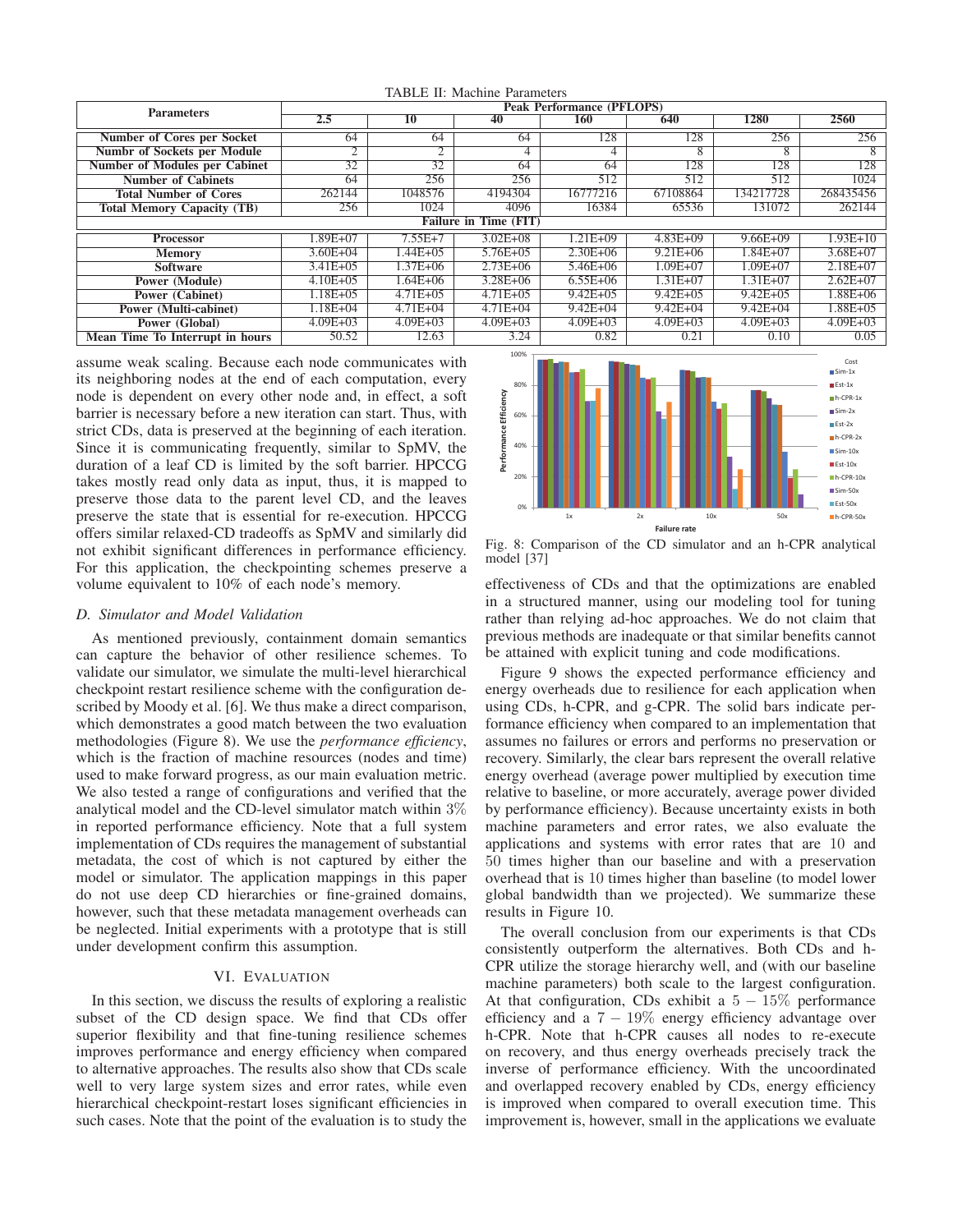TABLE II: Machine Parameters

| Parameters | Peak Performance (PFLOPS) | | | | | | |
|---|---|---|---|---|---|---|---|
| | 2.5 | 10 | 40 | 160 | 640 | 1280 | 2560 |
| Number of Cores per Socket | 64 | 64 | 64 | 128 | 128 | 256 | 256 |
| Numbr of Sockets per Module | 2 | 2 | 4 | 4 | 8 | 8 | 8 |
| Number of Modules per Cabinet | 32 | 32 | 64 | 64 | 128 | 128 | 128 |
| Number of Cabinets | 64 | 256 | 256 | 512 | 512 | 512 | 1024 |
| Total Number of Cores | 262144 | 1048576 | 4194304 | 16777216 | 67108864 | 134217728 | 268435456 |
| Total Memory Capacity (TB) | 256 | 1024 | 4096 | 16384 | 65536 | 131072 | 262144 |
| **Failure in Time (FIT)** | | | | | | | |
| Processor | 1.89E+07 | 7.55E+7 | 3.02E+08 | 1.21E+09 | 4.83E+09 | 9.66E+09 | 1.93E+10 |
| Memory | 3.60E+04 | 1.44E+05 | 5.76E+05 | 2.30E+06 | 9.21E+06 | 1.84E+07 | 3.68E+07 |
| Software | 3.41E+05 | 1.37E+06 | 2.73E+06 | 5.46E+06 | 1.09E+07 | 1.09E+07 | 2.18E+07 |
| Power (Module) | 4.10E+05 | 1.64E+06 | 3.28E+06 | 6.55E+06 | 1.31E+07 | 1.31E+07 | 2.62E+07 |
| Power (Cabinet) | 1.18E+05 | 4.71E+05 | 4.71E+05 | 9.42E+05 | 9.42E+05 | 9.42E+05 | 1.88E+06 |
| Power (Multi-cabinet) | 1.18E+04 | 4.71E+04 | 4.71E+04 | 9.42E+04 | 9.42E+04 | 9.42E+04 | 1.88E+05 |
| Power (Global) | 4.09E+03 | 4.09E+03 | 4.09E+03 | 4.09E+03 | 4.09E+03 | 4.09E+03 | 4.09E+03 |
| Mean Time To Interrupt in hours | 50.52 | 12.63 | 3.24 | 0.82 | 0.21 | 0.10 | 0.05 |

assume weak scaling. Because each node communicates with its neighboring nodes at the end of each computation, every node is dependent on every other node and, in effect, a soft barrier is necessary before a new iteration can start. Thus, with strict CDs, data is preserved at the beginning of each iteration. Since it is communicating frequently, similar to SpMV, the duration of a leaf CD is limited by the soft barrier. HPCCG takes mostly read only data as input, thus, it is mapped to preserve those data to the parent level CD, and the leaves preserve the state that is essential for re-execution. HPCCG offers similar relaxed-CD tradeoffs as SpMV and similarly did not exhibit significant differences in performance efficiency. For this application, the checkpointing schemes preserve a volume equivalent to 10% of each node's memory.

### D. Simulator and Model Validation

As mentioned previously, containment domain semantics can capture the behavior of other resilience schemes. To validate our simulator, we simulate the multi-level hierarchical checkpoint restart resilience scheme with the configuration described by Moody et al. [6]. We thus make a direct comparison, which demonstrates a good match between the two evaluation methodologies (Figure 8). We use the *performance efficiency*, which is the fraction of machine resources (nodes and time) used to make forward progress, as our main evaluation metric. We also tested a range of configurations and verified that the analytical model and the CD-level simulator match within 3% in reported performance efficiency. Note that a full system implementation of CDs requires the management of substantial metadata, the cost of which is not captured by either the model or simulator. The application mappings in this paper do not use deep CD hierarchies or fine-grained domains, however, such that these metadata management overheads can be neglected. Initial experiments with a prototype that is still under development confirm this assumption.

## VI. Evaluation

In this section, we discuss the results of exploring a realistic subset of the CD design space. We find that CDs offer superior flexibility and that fine-tuning resilience schemes improves performance and energy efficiency when compared to alternative approaches. The results also show that CDs scale well to very large system sizes and error rates, while even hierarchical checkpoint-restart loses significant efficiencies in such cases. Note that the point of the evaluation is to study the effectiveness of CDs and that the optimizations are enabled in a structured manner, using our modeling tool for tuning rather than relying ad-hoc approaches. We do not claim that previous methods are inadequate or that similar benefits cannot be attained with explicit tuning and code modifications.

Fig. 8: Comparison of the CD simulator and an h-CPR analytical model [37]

Figure 9 shows the expected performance efficiency and energy overheads due to resilience for each application when using CDs, h-CPR, and g-CPR. The solid bars indicate performance efficiency when compared to an implementation that assumes no failures or errors and performs no preservation or recovery. Similarly, the clear bars represent the overall relative energy overhead (average power multiplied by execution time relative to baseline, or more accurately, average power divided by performance efficiency). Because uncertainty exists in both machine parameters and error rates, we also evaluate the applications and systems with error rates that are 10 and 50 times higher than our baseline and with a preservation overhead that is 10 times higher than baseline (to model lower global bandwidth than we projected). We summarize these results in Figure 10.

The overall conclusion from our experiments is that CDs consistently outperform the alternatives. Both CDs and h-CPR utilize the storage hierarchy well, and (with our baseline machine parameters) both scale to the largest configuration. At that configuration, CDs exhibit a $5-15\%$ performance efficiency and a $7-19\%$ energy efficiency advantage over h-CPR. Note that h-CPR causes all nodes to re-execute on recovery, and thus energy overheads precisely track the inverse of performance efficiency. With the uncoordinated and overlapped recovery enabled by CDs, energy efficiency is improved when compared to overall execution time. This improvement is, however, small in the applications we evaluate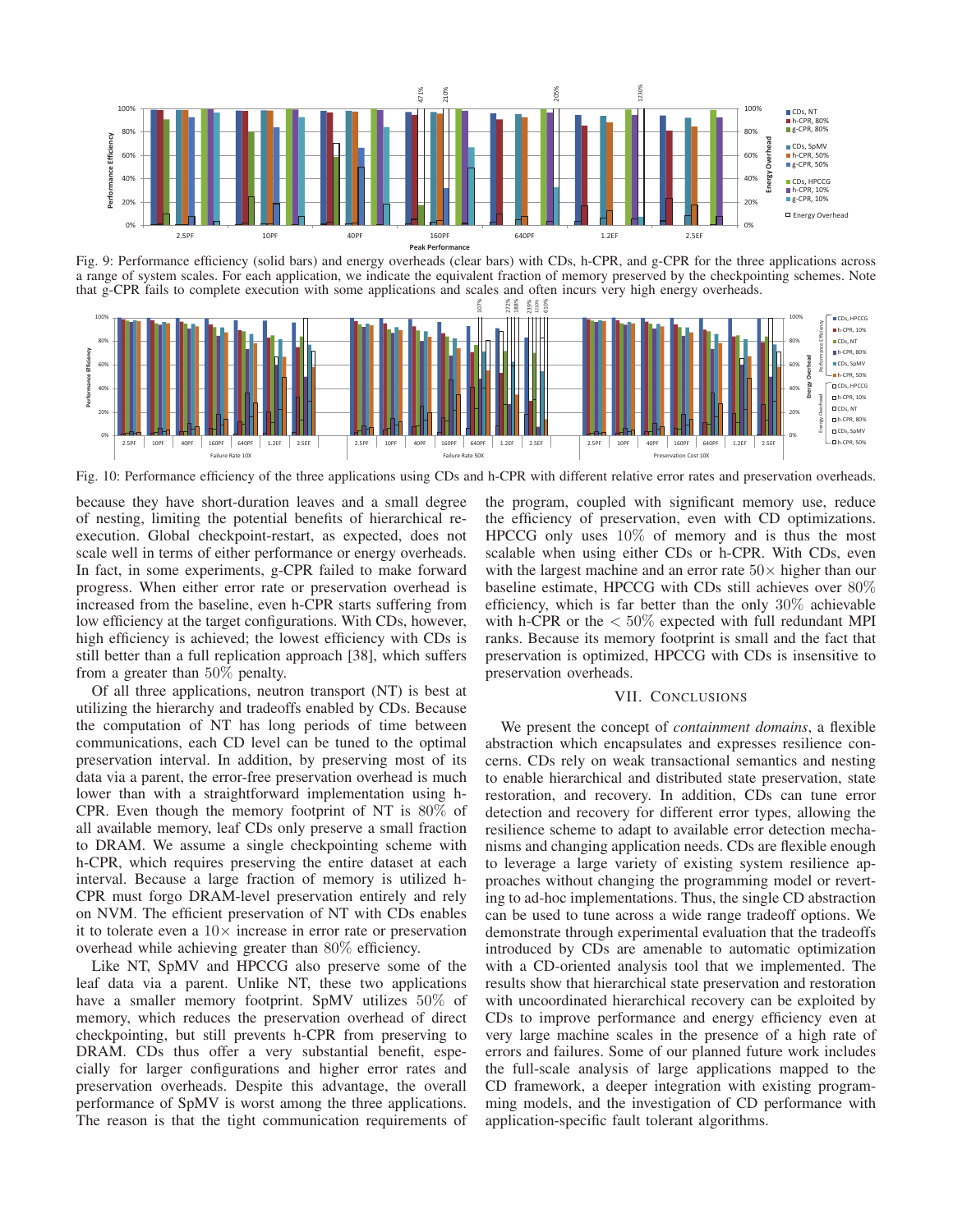100%
80%
60%
40%
20%
0%

Performance Efficiency

471%
210%
205%
1230%

2.5PF 10PF 40PF 160PF 640PF 1.2EF 2.5EF

Peak Performance

Energy Overhead

CDs, NT
h-CPR, 80%
g-CPR, 80%
CDs, SpMV
h-CPR, 50%
g-CPR, 50%
CDs, HPCCG
h-CPR, 10%
g-CPR, 10%
Energy Overhead

Fig. 9: Performance efficiency (solid bars) and energy overheads (clear bars) with CDs, h-CPR, and g-CPR for the three applications across a range of system scales. For each application, we indicate the equivalent fraction of memory preserved by the checkpointing schemes. Note that g-CPR fails to complete execution with some applications and scales and often incurs very high energy overheads.

Performance Efficiency

107%
272%
188%
239%
126%
610%

2.5PF 10PF 40PF 160PF 640PF 1.2EF 2.5EF

Failure Rate 10X
Failure Rate 50X
Preservation Cost 10X

Energy Overhead

Performance Efficiency: CDs, HPCCG; h-CPR, 10%; CDs, NT; h-CPR, 80%; CDs, SpMV; h-CPR, 50%
Energy Overhead: CDs, HPCCG; h-CPR, 10%; CDs, NT; h-CPR, 80%; CDs, SpMV; h-CPR, 50%

Fig. 10: Performance efficiency of the three applications using CDs and h-CPR with different relative error rates and preservation overheads.

because they have short-duration leaves and a small degree of nesting, limiting the potential benefits of hierarchical re-execution. Global checkpoint-restart, as expected, does not scale well in terms of either performance or energy overheads. In fact, in some experiments, g-CPR failed to make forward progress. When either error rate or preservation overhead is increased from the baseline, even h-CPR starts suffering from low efficiency at the target configurations. With CDs, however, high efficiency is achieved; the lowest efficiency with CDs is still better than a full replication approach [38], which suffers from a greater than $50\%$ penalty.

Of all three applications, neutron transport (NT) is best at utilizing the hierarchy and tradeoffs enabled by CDs. Because the computation of NT has long periods of time between communications, each CD level can be tuned to the optimal preservation interval. In addition, by preserving most of its data via a parent, the error-free preservation overhead is much lower than with a straightforward implementation using h-CPR. Even though the memory footprint of NT is $80\%$ of all available memory, leaf CDs only preserve a small fraction to DRAM. We assume a single checkpointing scheme with h-CPR, which requires preserving the entire dataset at each interval. Because a large fraction of memory is utilized h-CPR must forgo DRAM-level preservation entirely and rely on NVM. The efficient preservation of NT with CDs enables it to tolerate even a $10\times$ increase in error rate or preservation overhead while achieving greater than $80\%$ efficiency.

Like NT, SpMV and HPCCG also preserve some of the leaf data via a parent. Unlike NT, these two applications have a smaller memory footprint. SpMV utilizes $50\%$ of memory, which reduces the preservation overhead of direct checkpointing, but still prevents h-CPR from preserving to DRAM. CDs thus offer a very substantial benefit, especially for larger configurations and higher error rates and preservation overheads. Despite this advantage, the overall performance of SpMV is worst among the three applications. The reason is that the tight communication requirements of the program, coupled with significant memory use, reduce the efficiency of preservation, even with CD optimizations. HPCCG only uses $10\%$ of memory and is thus the most scalable when using either CDs or h-CPR. With CDs, even with the largest machine and an error rate $50\times$ higher than our baseline estimate, HPCCG with CDs still achieves over $80\%$ efficiency, which is far better than the only $30\%$ achievable with h-CPR or the $< 50\%$ expected with full redundant MPI ranks. Because its memory footprint is small and the fact that preservation is optimized, HPCCG with CDs is insensitive to preservation overheads.

## VII. Conclusions

We present the concept of *containment domains*, a flexible abstraction which encapsulates and expresses resilience concerns. CDs rely on weak transactional semantics and nesting to enable hierarchical and distributed state preservation, state restoration, and recovery. In addition, CDs can tune error detection and recovery for different error types, allowing the resilience scheme to adapt to available error detection mechanisms and changing application needs. CDs are flexible enough to leverage a large variety of existing system resilience approaches without changing the programming model or reverting to ad-hoc implementations. Thus, the single CD abstraction can be used to tune across a wide range tradeoff options. We demonstrate through experimental evaluation that the tradeoffs introduced by CDs are amenable to automatic optimization with a CD-oriented analysis tool that we implemented. The results show that hierarchical state preservation and restoration with uncoordinated hierarchical recovery can be exploited by CDs to improve performance and energy efficiency even at very large machine scales in the presence of a high rate of errors and failures. Some of our planned future work includes the full-scale analysis of large applications mapped to the CD framework, a deeper integration with existing programming models, and the investigation of CD performance with application-specific fault tolerant algorithms.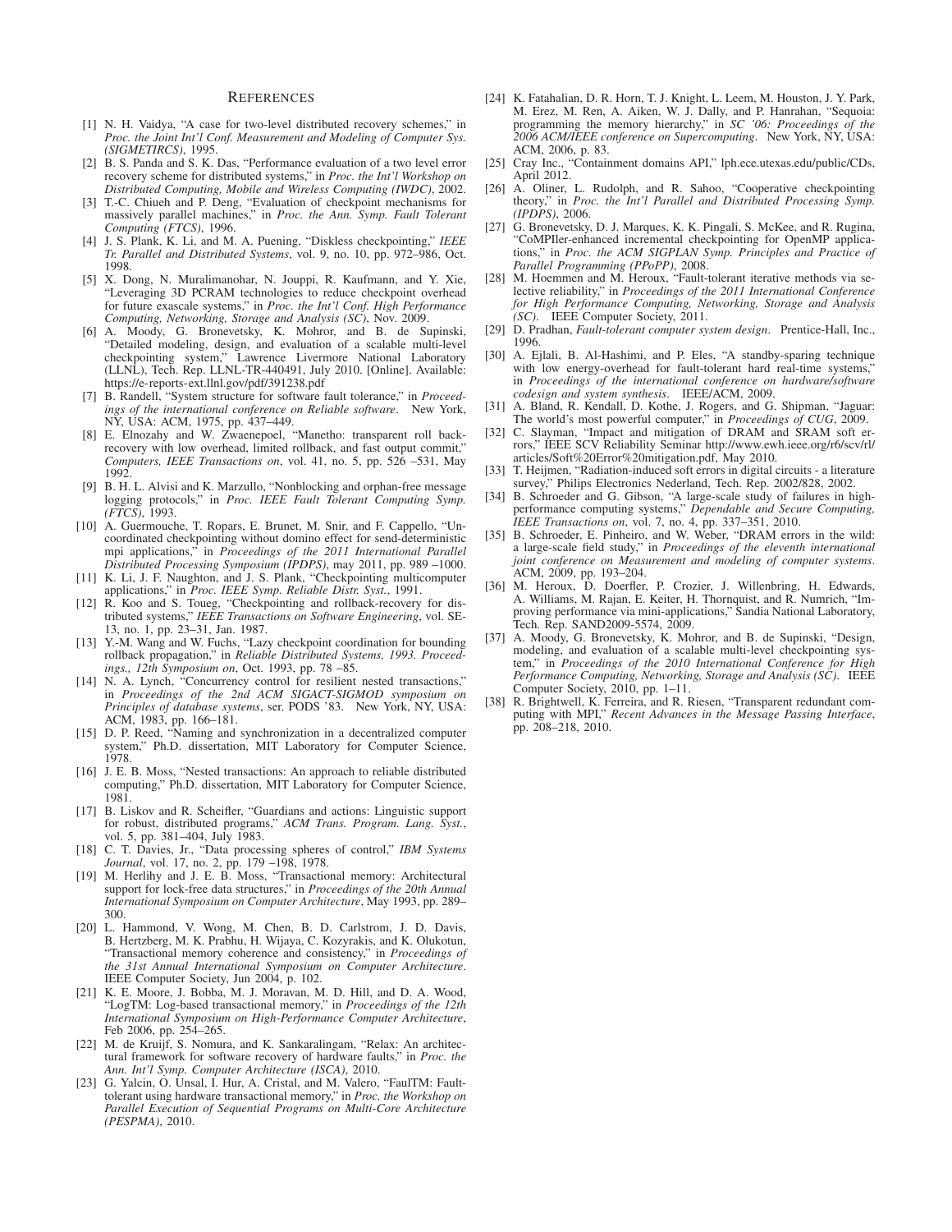# References

[1] N. H. Vaidya, "A case for two-level distributed recovery schemes," in *Proc. the Joint Int'l Conf. Measurement and Modeling of Computer Sys. (SIGMETIRCS)*, 1995.

[2] B. S. Panda and S. K. Das, "Performance evaluation of a two level error recovery scheme for distributed systems," in *Proc. the Int'l Workshop on Distributed Computing, Mobile and Wireless Computing (IWDC)*, 2002.

[3] T.-C. Chiueh and P. Deng, "Evaluation of checkpoint mechanisms for massively parallel machines," in *Proc. the Ann. Symp. Fault Tolerant Computing (FTCS)*, 1996.

[4] J. S. Plank, K. Li, and M. A. Puening, "Diskless checkpointing," *IEEE Tr. Parallel and Distributed Systems*, vol. 9, no. 10, pp. 972–986, Oct. 1998.

[5] X. Dong, N. Muralimanohar, N. Jouppi, R. Kaufmann, and Y. Xie, "Leveraging 3D PCRAM technologies to reduce checkpoint overhead for future exascale systems," in *Proc. the Int'l Conf. High Performance Computing, Networking, Storage and Analysis (SC)*, Nov. 2009.

[6] A. Moody, G. Bronevetsky, K. Mohror, and B. de Supinski, "Detailed modeling, design, and evaluation of a scalable multi-level checkpointing system," Lawrence Livermore National Laboratory (LLNL), Tech. Rep. LLNL-TR-440491, July 2010. [Online]. Available: https://e-reports-ext.llnl.gov/pdf/391238.pdf

[7] B. Randell, "System structure for software fault tolerance," in *Proceedings of the international conference on Reliable software*. New York, NY, USA: ACM, 1975, pp. 437–449.

[8] E. Elnozahy and W. Zwaenepoel, "Manetho: transparent roll back-recovery with low overhead, limited rollback, and fast output commit," *Computers, IEEE Transactions on*, vol. 41, no. 5, pp. 526 –531, May 1992.

[9] B. H. L. Alvisi and K. Marzullo, "Nonblocking and orphan-free message logging protocols," in *Proc. IEEE Fault Tolerant Computing Symp. (FTCS)*, 1993.

[10] A. Guermouche, T. Ropars, E. Brunet, M. Snir, and F. Cappello, "Uncoordinated checkpointing without domino effect for send-deterministic mpi applications," in *Proceedings of the 2011 International Parallel Distributed Processing Symposium (IPDPS)*, may 2011, pp. 989 –1000.

[11] K. Li, J. F. Naughton, and J. S. Plank, "Checkpointing multicomputer applications," in *Proc. IEEE Symp. Reliable Distr. Syst.*, 1991.

[12] R. Koo and S. Toueg, "Checkpointing and rollback-recovery for distributed systems," *IEEE Transactions on Software Engineering*, vol. SE-13, no. 1, pp. 23–31, Jan. 1987.

[13] Y.-M. Wang and W. Fuchs, "Lazy checkpoint coordination for bounding rollback propagation," in *Reliable Distributed Systems, 1993. Proceedings., 12th Symposium on*, Oct. 1993, pp. 78 –85.

[14] N. A. Lynch, "Concurrency control for resilient nested transactions," in *Proceedings of the 2nd ACM SIGACT-SIGMOD symposium on Principles of database systems*, ser. PODS '83. New York, NY, USA: ACM, 1983, pp. 166–181.

[15] D. P. Reed, "Naming and synchronization in a decentralized computer system," Ph.D. dissertation, MIT Laboratory for Computer Science, 1978.

[16] J. E. B. Moss, "Nested transactions: An approach to reliable distributed computing," Ph.D. dissertation, MIT Laboratory for Computer Science, 1981.

[17] B. Liskov and R. Scheifler, "Guardians and actions: Linguistic support for robust, distributed programs," *ACM Trans. Program. Lang. Syst.*, vol. 5, pp. 381–404, July 1983.

[18] C. T. Davies, Jr., "Data processing spheres of control," *IBM Systems Journal*, vol. 17, no. 2, pp. 179 –198, 1978.

[19] M. Herlihy and J. E. B. Moss, "Transactional memory: Architectural support for lock-free data structures," in *Proceedings of the 20th Annual International Symposium on Computer Architecture*, May 1993, pp. 289–300.

[20] L. Hammond, V. Wong, M. Chen, B. D. Carlstrom, J. D. Davis, B. Hertzberg, M. K. Prabhu, H. Wijaya, C. Kozyrakis, and K. Olukotun, "Transactional memory coherence and consistency," in *Proceedings of the 31st Annual International Symposium on Computer Architecture*. IEEE Computer Society, Jun 2004, p. 102.

[21] K. E. Moore, J. Bobba, M. J. Moravan, M. D. Hill, and D. A. Wood, "LogTM: Log-based transactional memory," in *Proceedings of the 12th International Symposium on High-Performance Computer Architecture*, Feb 2006, pp. 254–265.

[22] M. de Kruijf, S. Nomura, and K. Sankaralingam, "Relax: An architectural framework for software recovery of hardware faults," in *Proc. the Ann. Int'l Symp. Computer Architecture (ISCA)*, 2010.

[23] G. Yalcin, O. Unsal, I. Hur, A. Cristal, and M. Valero, "FaulTM: Fault-tolerant using hardware transactional memory," in *Proc. the Workshop on Parallel Execution of Sequential Programs on Multi-Core Architecture (PESPMA)*, 2010.

[24] K. Fatahalian, D. R. Horn, T. J. Knight, L. Leem, M. Houston, J. Y. Park, M. Erez, M. Ren, A. Aiken, W. J. Dally, and P. Hanrahan, "Sequoia: programming the memory hierarchy," in *SC '06: Proceedings of the 2006 ACM/IEEE conference on Supercomputing*. New York, NY, USA: ACM, 2006, p. 83.

[25] Cray Inc., "Containment domains API," lph.ece.utexas.edu/public/CDs, April 2012.

[26] A. Oliner, L. Rudolph, and R. Sahoo, "Cooperative checkpointing theory," in *Proc. the Int'l Parallel and Distributed Processing Symp. (IPDPS)*, 2006.

[27] G. Bronevetsky, D. J. Marques, K. K. Pingali, S. McKee, and R. Rugina, "CoMPIler-enhanced incremental checkpointing for OpenMP applications," in *Proc. the ACM SIGPLAN Symp. Principles and Practice of Parallel Programming (PPoPP)*, 2008.

[28] M. Hoemmen and M. Heroux, "Fault-tolerant iterative methods via selective reliability," in *Proceedings of the 2011 International Conference for High Performance Computing, Networking, Storage and Analysis (SC)*. IEEE Computer Society, 2011.

[29] D. Pradhan, *Fault-tolerant computer system design*. Prentice-Hall, Inc., 1996.

[30] A. Ejlali, B. Al-Hashimi, and P. Eles, "A standby-sparing technique with low energy-overhead for fault-tolerant hard real-time systems," in *Proceedings of the international conference on hardware/software codesign and system synthesis*. IEEE/ACM, 2009.

[31] A. Bland, R. Kendall, D. Kothe, J. Rogers, and G. Shipman, "Jaguar: The world's most powerful computer," in *Proceedings of CUG*, 2009.

[32] C. Slayman, "Impact and mitigation of DRAM and SRAM soft errors," IEEE SCV Reliability Seminar http://www.ewh.ieee.org/r6/scv/rl/articles/Soft%20Error%20mitigation.pdf, May 2010.

[33] T. Heijmen, "Radiation-induced soft errors in digital circuits - a literature survey," Philips Electronics Nederland, Tech. Rep. 2002/828, 2002.

[34] B. Schroeder and G. Gibson, "A large-scale study of failures in high-performance computing systems," *Dependable and Secure Computing, IEEE Transactions on*, vol. 7, no. 4, pp. 337–351, 2010.

[35] B. Schroeder, E. Pinheiro, and W. Weber, "DRAM errors in the wild: a large-scale field study," in *Proceedings of the eleventh international joint conference on Measurement and modeling of computer systems*. ACM, 2009, pp. 193–204.

[36] M. Heroux, D. Doerfler, P. Crozier, J. Willenbring, H. Edwards, A. Williams, M. Rajan, E. Keiter, H. Thornquist, and R. Numrich, "Improving performance via mini-applications," Sandia National Laboratory, Tech. Rep. SAND2009-5574, 2009.

[37] A. Moody, G. Bronevetsky, K. Mohror, and B. de Supinski, "Design, modeling, and evaluation of a scalable multi-level checkpointing system," in *Proceedings of the 2010 International Conference for High Performance Computing, Networking, Storage and Analysis (SC)*. IEEE Computer Society, 2010, pp. 1–11.

[38] R. Brightwell, K. Ferreira, and R. Riesen, "Transparent redundant computing with MPI," *Recent Advances in the Message Passing Interface*, pp. 208–218, 2010.